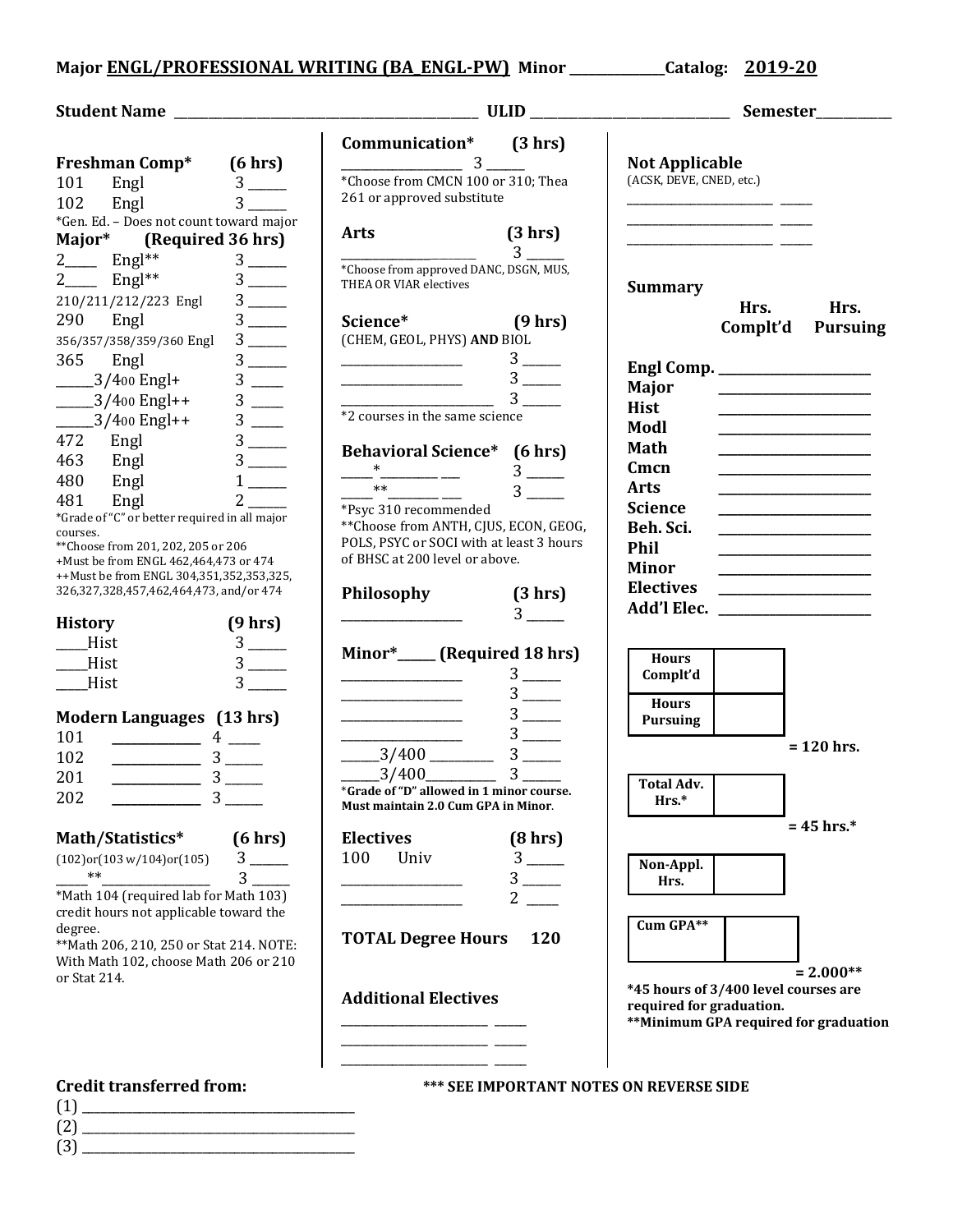**Major ENGL/PROFESSIONAL WRITING (BA_ENGL-PW) Minor ______________ Catalog: 2019-20**

**Student Name ______________________________________________ ULID ____________________________ Semester___________**

### Freshman Comp* (6 hrs)

| | | |
|---|---|---|
| 101 | Engl | 3 _____ |
| 102 | Engl | 3 _____ |

*Gen. Ed. – Does not count toward major

### Major* (Required 36 hrs)

| | | |
|---|---|---|
| 2_____ | Engl** | 3 _____ |
| 2_____ | Engl** | 3 _____ |
| 210/211/212/223 | Engl | 3 _____ |
| 290 | Engl | 3 _____ |
| 356/357/358/359/360 | Engl | 3 _____ |
| 365 | Engl | 3 _____ |
| _____3/400 | Engl+ | 3 _____ |
| _____3/400 | Engl++ | 3 _____ |
| _____3/400 | Engl++ | 3 _____ |
| 472 | Engl | 3 _____ |
| 463 | Engl | 3 _____ |
| 480 | Engl | 1 _____ |
| 481 | Engl | 2 _____ |

*Grade of "C" or better required in all major courses.
**Choose from 201, 202, 205 or 206
+Must be from ENGL 462,464,473 or 474
++Must be from ENGL 304,351,352,353,325, 326,327,328,457,462,464,473, and/or 474

### History (9 hrs)

| | |
|---|---|
| _____Hist | 3 _____ |
| _____Hist | 3 _____ |
| _____Hist | 3 _____ |

### Modern Languages (13 hrs)

| | | |
|---|---|---|
| 101 | ____________ | 4 _____ |
| 102 | ____________ | 3 _____ |
| 201 | ____________ | 3 _____ |
| 202 | ____________ | 3 _____ |

### Math/Statistics* (6 hrs)

| | |
|---|---|
| (102)or(103 w/104)or(105) | 3 _____ |
| _____** ________________ | 3 _____ |

*Math 104 (required lab for Math 103) credit hours not applicable toward the degree.
**Math 206, 210, 250 or Stat 214. NOTE: With Math 102, choose Math 206 or 210 or Stat 214.

### Communication* (3 hrs)

________________ 3 _____

*Choose from CMCN 100 or 310; Thea 261 or approved substitute

### Arts (3 hrs)

________________ 3 _____

*Choose from approved DANC, DSGN, MUS, THEA OR VIAR electives

### Science* (9 hrs)

(CHEM, GEOL, PHYS) **AND** BIOL

________________ 3 _____
________________ 3 _____
________________ 3 _____

*2 courses in the same science

### Behavioral Science* (6 hrs)

_____*_________ ___ 3 _____
_____**________ ___ 3 _____

*Psyc 310 recommended
**Choose from ANTH, CJUS, ECON, GEOG, POLS, PSYC or SOCI with at least 3 hours of BHSC at 200 level or above.

### Philosophy (3 hrs)

________________ 3 _____

### Minor*_____ (Required 18 hrs)

________________ 3 _____
________________ 3 _____
________________ 3 _____
________________ 3 _____
_____3/400 _________ 3 _____
_____3/400__________ 3 _____

***Grade of "D" allowed in 1 minor course. Must maintain 2.0 Cum GPA in Minor.**

### Electives (8 hrs)

| | |
|---|---|
| 100 Univ | 3 _____ |
| ________________ | 3 _____ |
| ________________ | 2 _____ |

**TOTAL Degree Hours 120**

### Additional Electives

______________________ _____
______________________ _____
______________________ _____

### Not Applicable

(ACSK, DEVE, CNED, etc.)

______________________ _____
______________________ _____
______________________ _____

### Summary

| | Hrs. Complt'd | Hrs. Pursuing |
|---|---|---|
| Engl Comp. | | |
| Major | | |
| Hist | | |
| Modl | | |
| Math | | |
| Cmcn | | |
| Arts | | |
| Science | | |
| Beh. Sci. | | |
| Phil | | |
| Minor | | |
| Electives | | |
| Add'l Elec. | | |

| | |
|---|---|
| Hours Complt'd | |
| Hours Pursuing | |

**= 120 hrs.**

| | |
|---|---|
| Total Adv. Hrs.* | |

**= 45 hrs.***

| | |
|---|---|
| Non-Appl. Hrs. | |

| | |
|---|---|
| Cum GPA** | |

**= 2.000****

***45 hours of 3/400 level courses are required for graduation.**
****Minimum GPA required for graduation**

### Credit transferred from:

(1) ________________________________________
(2) ________________________________________
(3) ________________________________________

***** SEE IMPORTANT NOTES ON REVERSE SIDE**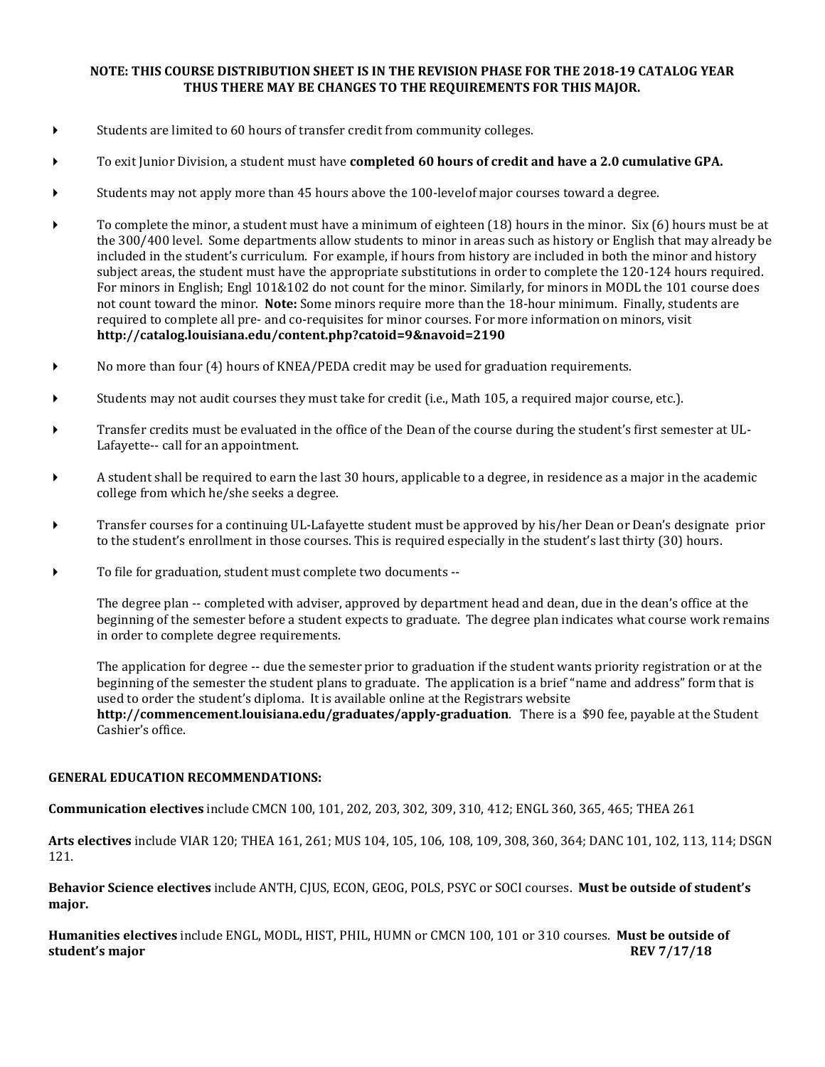**NOTE: THIS COURSE DISTRIBUTION SHEET IS IN THE REVISION PHASE FOR THE 2018-19 CATALOG YEAR THUS THERE MAY BE CHANGES TO THE REQUIREMENTS FOR THIS MAJOR.**

- Students are limited to 60 hours of transfer credit from community colleges.
- To exit Junior Division, a student must have **completed 60 hours of credit and have a 2.0 cumulative GPA.**
- Students may not apply more than 45 hours above the 100-levelof major courses toward a degree.
- To complete the minor, a student must have a minimum of eighteen (18) hours in the minor. Six (6) hours must be at the 300/400 level. Some departments allow students to minor in areas such as history or English that may already be included in the student's curriculum. For example, if hours from history are included in both the minor and history subject areas, the student must have the appropriate substitutions in order to complete the 120-124 hours required. For minors in English; Engl 101&102 do not count for the minor. Similarly, for minors in MODL the 101 course does not count toward the minor. **Note:** Some minors require more than the 18-hour minimum. Finally, students are required to complete all pre- and co-requisites for minor courses. For more information on minors, visit **http://catalog.louisiana.edu/content.php?catoid=9&navoid=2190**
- No more than four (4) hours of KNEA/PEDA credit may be used for graduation requirements.
- Students may not audit courses they must take for credit (i.e., Math 105, a required major course, etc.).
- Transfer credits must be evaluated in the office of the Dean of the course during the student's first semester at UL-Lafayette-- call for an appointment.
- A student shall be required to earn the last 30 hours, applicable to a degree, in residence as a major in the academic college from which he/she seeks a degree.
- Transfer courses for a continuing UL-Lafayette student must be approved by his/her Dean or Dean's designate prior to the student's enrollment in those courses. This is required especially in the student's last thirty (30) hours.
- To file for graduation, student must complete two documents --

  The degree plan -- completed with adviser, approved by department head and dean, due in the dean's office at the beginning of the semester before a student expects to graduate. The degree plan indicates what course work remains in order to complete degree requirements.

  The application for degree -- due the semester prior to graduation if the student wants priority registration or at the beginning of the semester the student plans to graduate. The application is a brief "name and address" form that is used to order the student's diploma. It is available online at the Registrars website **http://commencement.louisiana.edu/graduates/apply-graduation**. There is a $90 fee, payable at the Student Cashier's office.

**GENERAL EDUCATION RECOMMENDATIONS:**

**Communication electives** include CMCN 100, 101, 202, 203, 302, 309, 310, 412; ENGL 360, 365, 465; THEA 261

**Arts electives** include VIAR 120; THEA 161, 261; MUS 104, 105, 106, 108, 109, 308, 360, 364; DANC 101, 102, 113, 114; DSGN 121.

**Behavior Science electives** include ANTH, CJUS, ECON, GEOG, POLS, PSYC or SOCI courses. **Must be outside of student's major.**

**Humanities electives** include ENGL, MODL, HIST, PHIL, HUMN or CMCN 100, 101 or 310 courses. **Must be outside of student's major**

**REV 7/17/18**